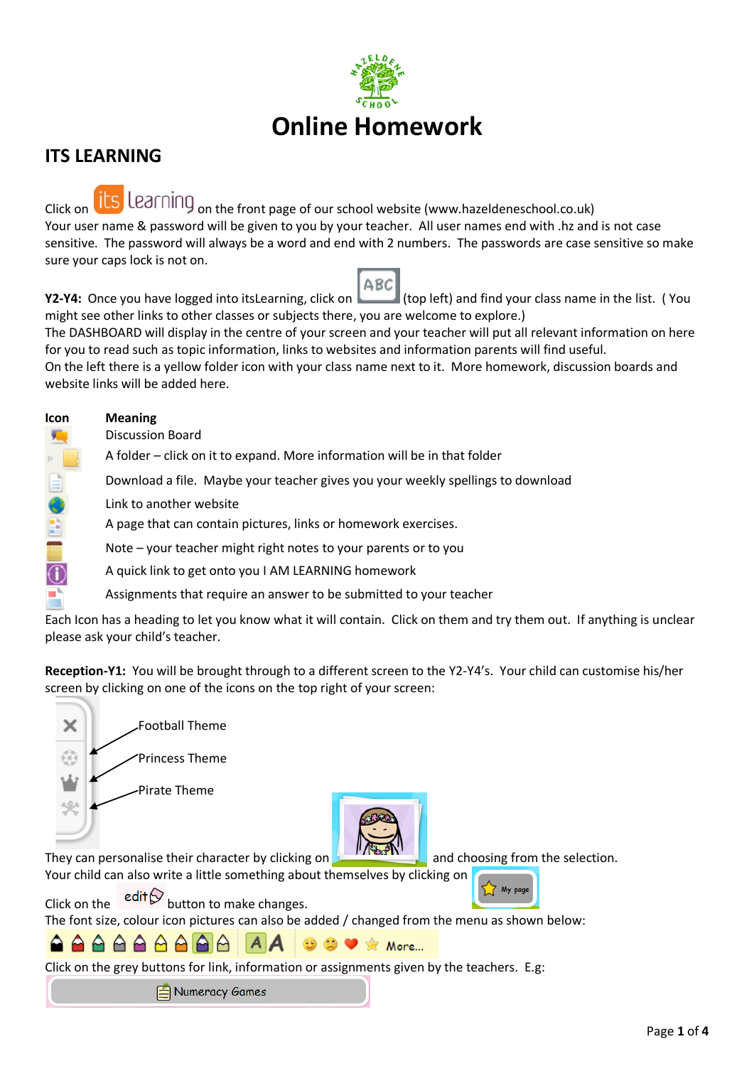# Online Homework

## ITS LEARNING

Click on itslearning on the front page of our school website (www.hazeldeneschool.co.uk)
Your user name & password will be given to you by your teacher. All user names end with .hz and is not case sensitive. The password will always be a word and end with 2 numbers. The passwords are case sensitive so make sure your caps lock is not on.

**Y2-Y4:** Once you have logged into itsLearning, click on ABC (top left) and find your class name in the list. ( You might see other links to other classes or subjects there, you are welcome to explore.)
The DASHBOARD will display in the centre of your screen and your teacher will put all relevant information on here for you to read such as topic information, links to websites and information parents will find useful.
On the left there is a yellow folder icon with your class name next to it. More homework, discussion boards and website links will be added here.

| Icon | Meaning |
|---|---|
| | Discussion Board |
| | A folder – click on it to expand. More information will be in that folder |
| | Download a file. Maybe your teacher gives you your weekly spellings to download |
| | Link to another website |
| | A page that can contain pictures, links or homework exercises. |
| | Note – your teacher might right notes to your parents or to you |
| | A quick link to get onto you I AM LEARNING homework |
| | Assignments that require an answer to be submitted to your teacher |

Each Icon has a heading to let you know what it will contain. Click on them and try them out. If anything is unclear please ask your child's teacher.

**Reception-Y1:** You will be brought through to a different screen to the Y2-Y4's. Your child can customise his/her screen by clicking on one of the icons on the top right of your screen:

- Football Theme
- Princess Theme
- Pirate Theme

They can personalise their character by clicking on the character picture and choosing from the selection.
Your child can also write a little something about themselves by clicking on My page

Click on the edit button to make changes.
The font size, colour icon pictures can also be added / changed from the menu as shown below:

More...

Click on the grey buttons for link, information or assignments given by the teachers. E.g:

Numeracy Games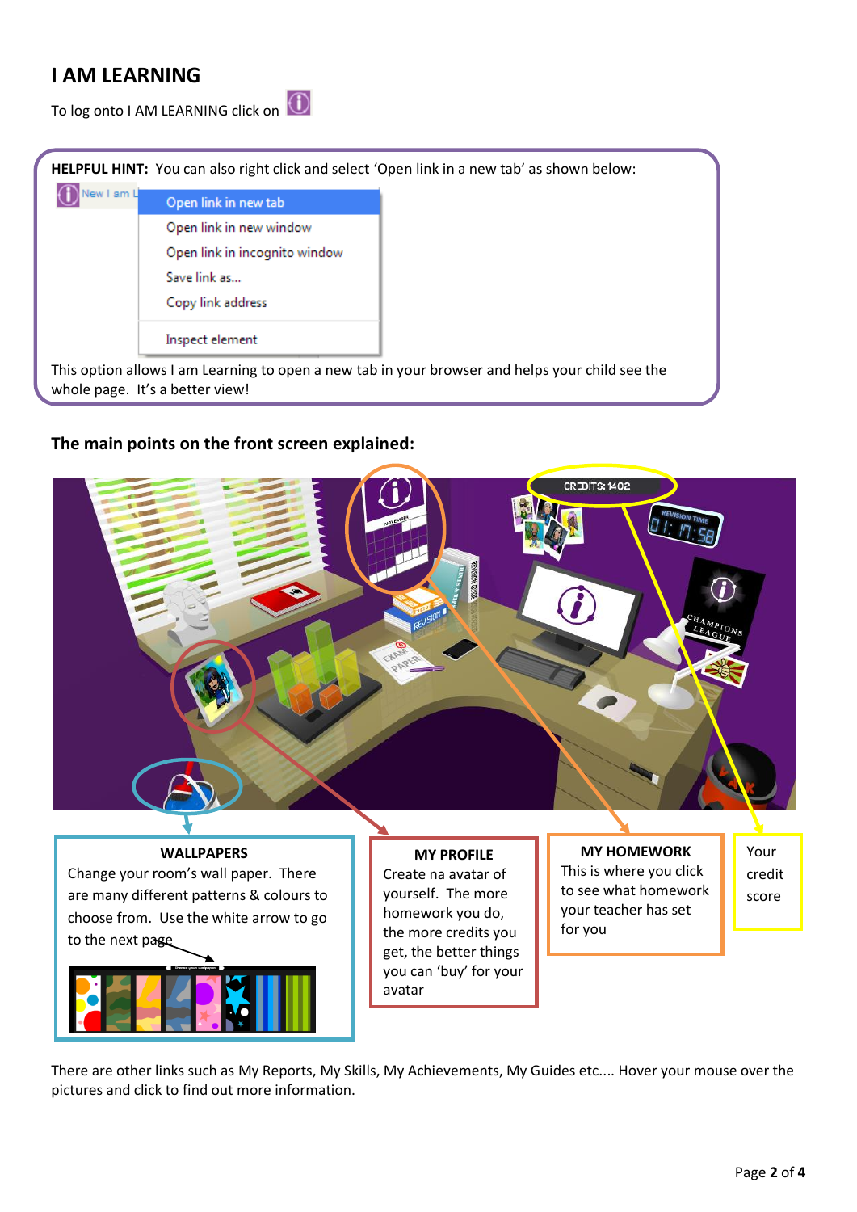# I AM LEARNING

To log onto I AM LEARNING click on

**HELPFUL HINT:** You can also right click and select 'Open link in a new tab' as shown below:

This option allows I am Learning to open a new tab in your browser and helps your child see the whole page. It's a better view!

### The main points on the front screen explained:

**WALLPAPERS**

Change your room's wall paper. There are many different patterns & colours to choose from. Use the white arrow to go to the next page

**MY PROFILE**

Create na avatar of yourself. The more homework you do, the more credits you get, the better things you can 'buy' for your avatar

**MY HOMEWORK**

This is where you click to see what homework your teacher has set for you

Your credit score

There are other links such as My Reports, My Skills, My Achievements, My Guides etc.... Hover your mouse over the pictures and click to find out more information.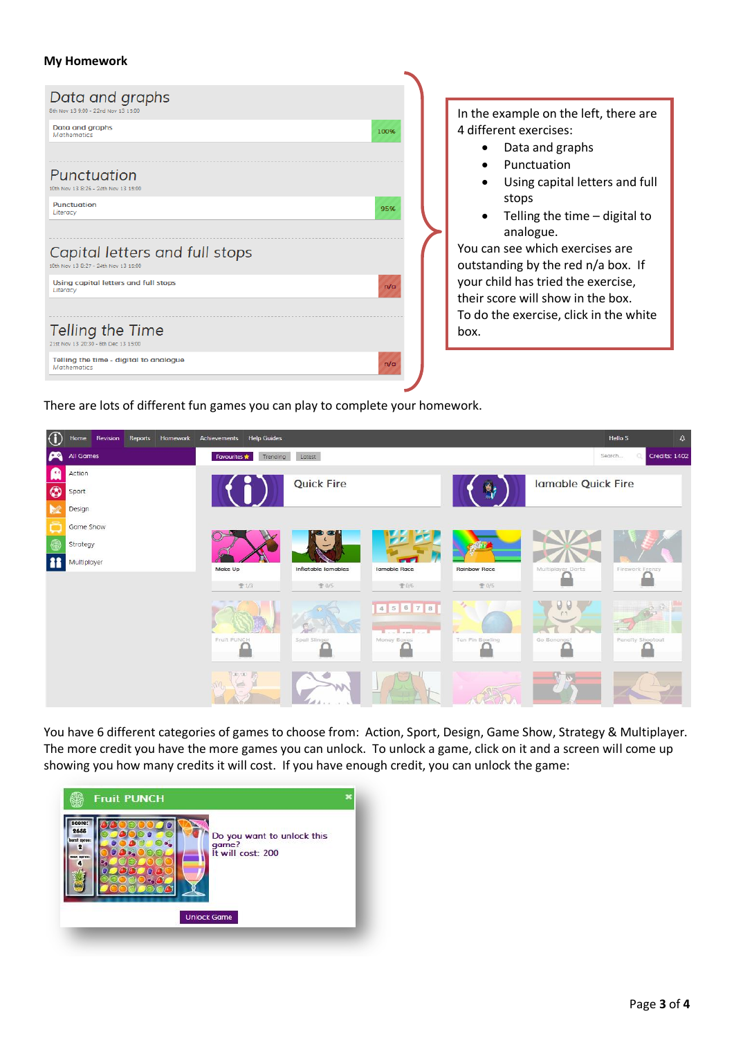**My Homework**

| Exercise | Subject | Score |
| --- | --- | --- |
| **Data and graphs** (8th Nov 13 9:00 - 22nd Nov 13 15:00) | | |
| Data and graphs | Mathematics | 100% |
| **Punctuation** (10th Nov 13 8:26 - 24th Nov 13 15:00) | | |
| Punctuation | Literacy | 95% |
| **Capital letters and full stops** (10th Nov 13 8:27 - 24th Nov 13 15:00) | | |
| Using capital letters and full stops | Literacy | n/a |
| **Telling the Time** (21st Nov 13 20:30 - 6th Dec 13 15:00) | | |
| Telling the time - digital to analogue | Mathematics | n/a |

In the example on the left, there are 4 different exercises:

- Data and graphs
- Punctuation
- Using capital letters and full stops
- Telling the time – digital to analogue.

You can see which exercises are outstanding by the red n/a box. If your child has tried the exercise, their score will show in the box.
To do the exercise, click in the white box.

There are lots of different fun games you can play to complete your homework.

You have 6 different categories of games to choose from: Action, Sport, Design, Game Show, Strategy & Multiplayer. The more credit you have the more games you can unlock. To unlock a game, click on it and a screen will come up showing you how many credits it will cost. If you have enough credit, you can unlock the game: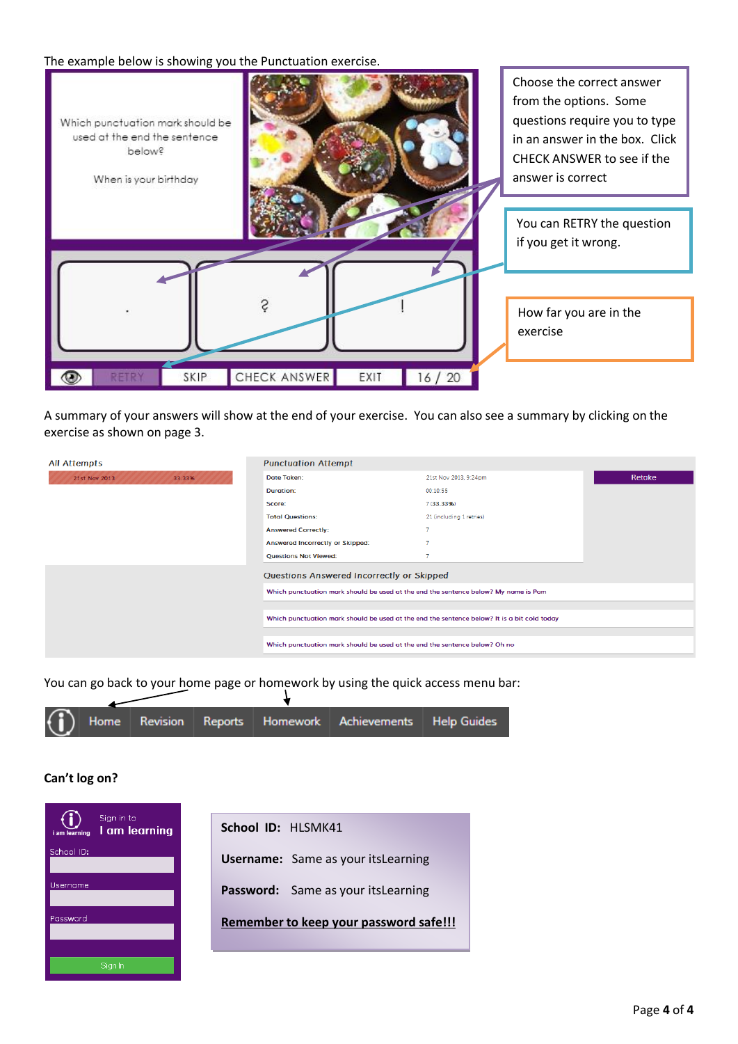The example below is showing you the Punctuation exercise.

Which punctuation mark should be used at the end the sentence below?

When is your birthday

.

?

!

RETRY SKIP CHECK ANSWER EXIT 16 / 20

Choose the correct answer from the options. Some questions require you to type in an answer in the box. Click CHECK ANSWER to see if the answer is correct

You can RETRY the question if you get it wrong.

How far you are in the exercise

A summary of your answers will show at the end of your exercise. You can also see a summary by clicking on the exercise as shown on page 3.

All Attempts

21st Nov 2013 33.33%

Punctuation Attempt

Retake

| | |
|---|---|
| Date Taken: | 21st Nov 2013, 9:24pm |
| Duration: | 00:10:55 |
| Score: | 7 (33.33%) |
| Total Questions: | 21 (including 1 retries) |
| Answered Correctly: | 7 |
| Answered Incorrectly or Skipped: | 7 |
| Questions Not Viewed: | 7 |

Questions Answered Incorrectly or Skipped

- Which punctuation mark should be used at the end the sentence below? My name is Pam
- Which punctuation mark should be used at the end the sentence below? It is a bit cold today
- Which punctuation mark should be used at the end the sentence below? Oh no

You can go back to your home page or homework by using the quick access menu bar:

Home | Revision | Reports | Homework | Achievements | Help Guides

**Can't log on?**

Sign in to I am learning

School ID:

Username

Password

Sign In

**School ID:** HLSMK41

**Username:** Same as your itsLearning

**Password:** Same as your itsLearning

**Remember to keep your password safe!!!**